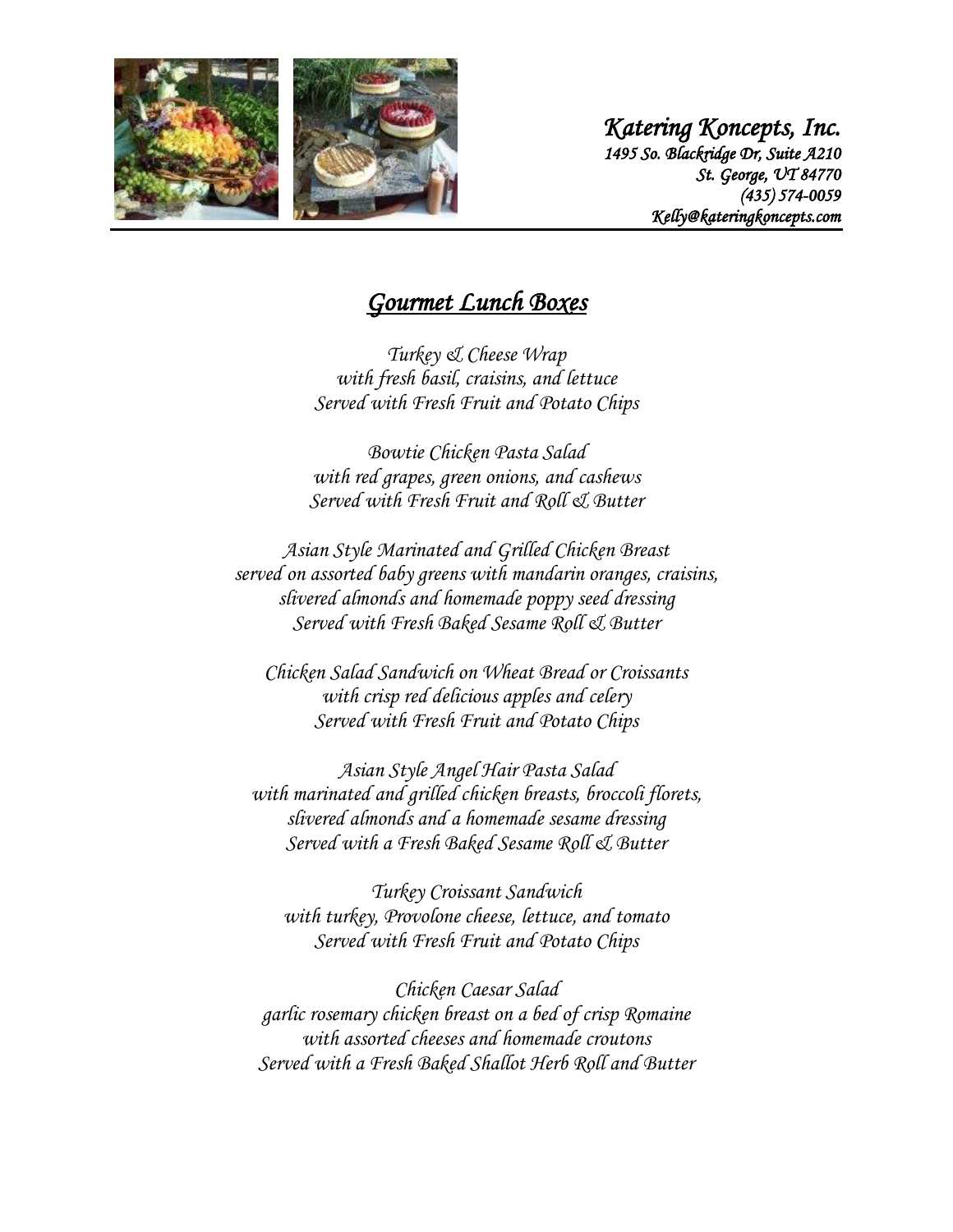*Katering Koncepts, Inc.*
*1495 So. Blackridge Dr, Suite A210*
*St. George, UT 84770*
*(435) 574-0059*
*Kelly@kateringkoncepts.com*

# *Gourmet Lunch Boxes*

*Turkey & Cheese Wrap*
*with fresh basil, craisins, and lettuce*
*Served with Fresh Fruit and Potato Chips*

*Bowtie Chicken Pasta Salad*
*with red grapes, green onions, and cashews*
*Served with Fresh Fruit and Roll & Butter*

*Asian Style Marinated and Grilled Chicken Breast*
*served on assorted baby greens with mandarin oranges, craisins,*
*slivered almonds and homemade poppy seed dressing*
*Served with Fresh Baked Sesame Roll & Butter*

*Chicken Salad Sandwich on Wheat Bread or Croissants*
*with crisp red delicious apples and celery*
*Served with Fresh Fruit and Potato Chips*

*Asian Style Angel Hair Pasta Salad*
*with marinated and grilled chicken breasts, broccoli florets,*
*slivered almonds and a homemade sesame dressing*
*Served with a Fresh Baked Sesame Roll & Butter*

*Turkey Croissant Sandwich*
*with turkey, Provolone cheese, lettuce, and tomato*
*Served with Fresh Fruit and Potato Chips*

*Chicken Caesar Salad*
*garlic rosemary chicken breast on a bed of crisp Romaine*
*with assorted cheeses and homemade croutons*
*Served with a Fresh Baked Shallot Herb Roll and Butter*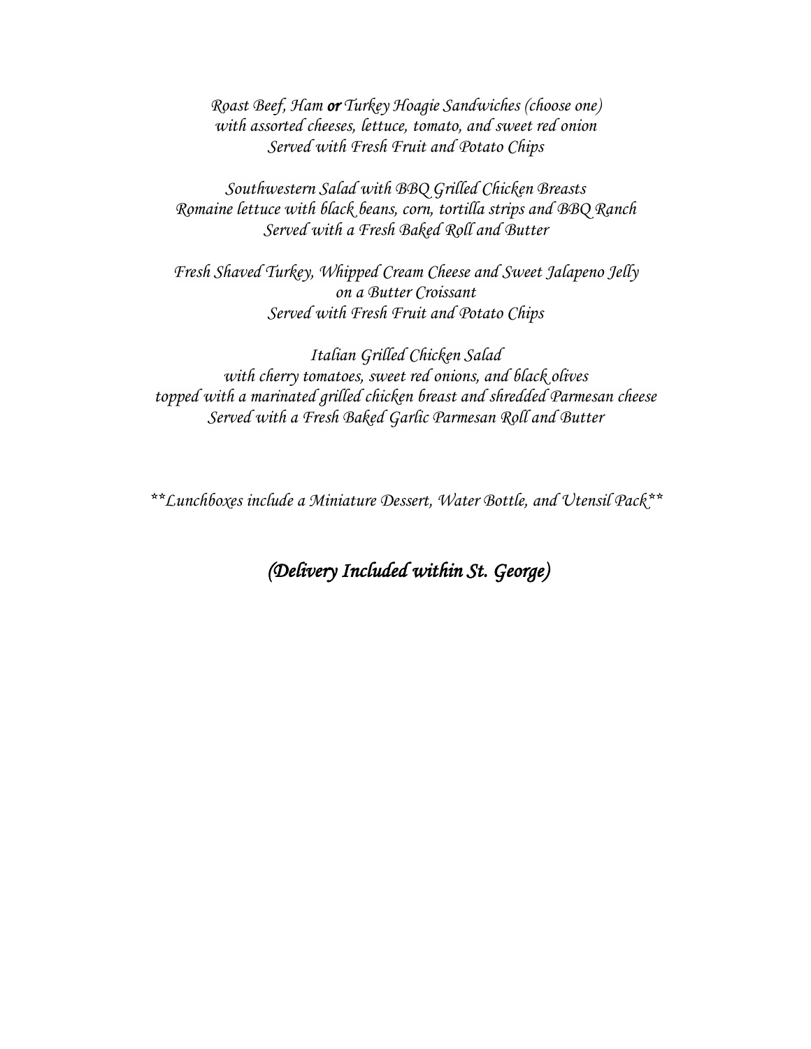*Roast Beef, Ham **or** Turkey Hoagie Sandwiches (choose one)*
*with assorted cheeses, lettuce, tomato, and sweet red onion*
*Served with Fresh Fruit and Potato Chips*

*Southwestern Salad with BBQ Grilled Chicken Breasts*
*Romaine lettuce with black beans, corn, tortilla strips and BBQ Ranch*
*Served with a Fresh Baked Roll and Butter*

*Fresh Shaved Turkey, Whipped Cream Cheese and Sweet Jalapeno Jelly*
*on a Butter Croissant*
*Served with Fresh Fruit and Potato Chips*

*Italian Grilled Chicken Salad*
*with cherry tomatoes, sweet red onions, and black olives*
*topped with a marinated grilled chicken breast and shredded Parmesan cheese*
*Served with a Fresh Baked Garlic Parmesan Roll and Butter*

*\*\*Lunchboxes include a Miniature Dessert, Water Bottle, and Utensil Pack\*\**

## *(Delivery Included within St. George)*